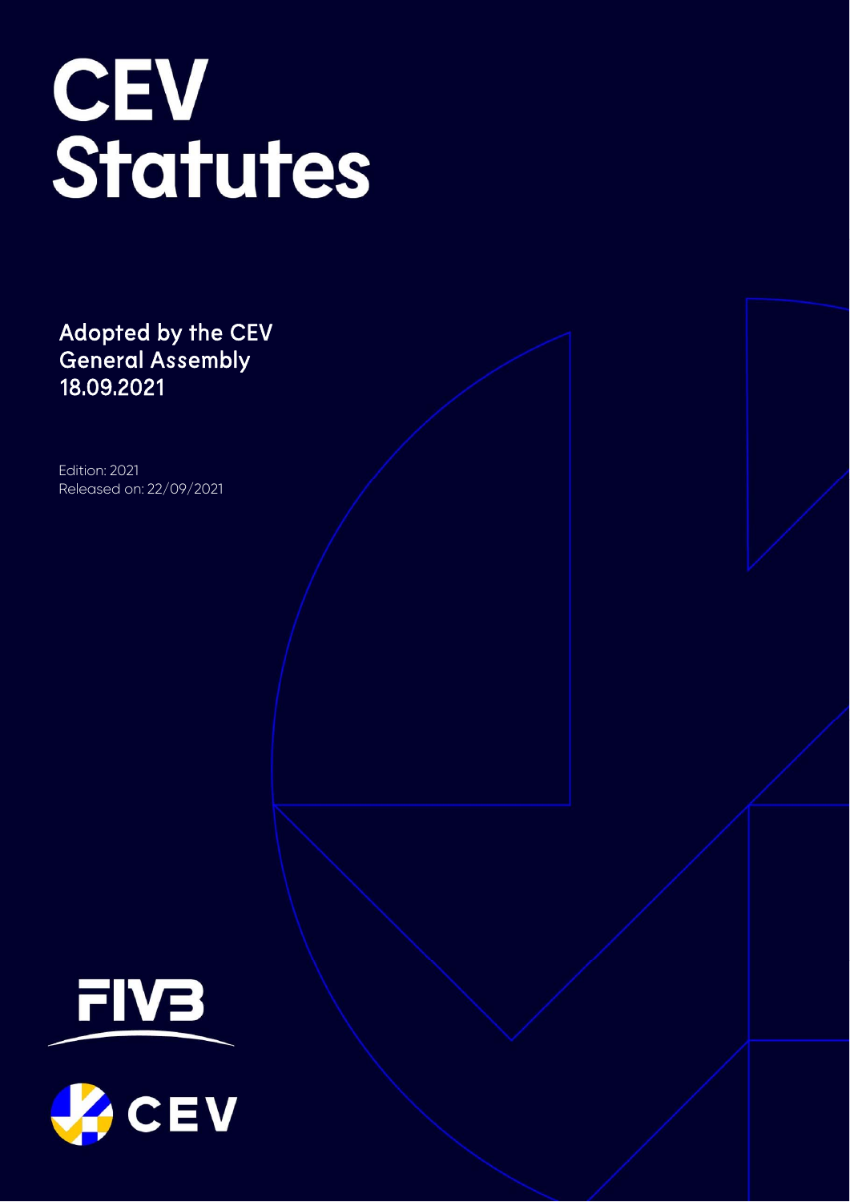# CEV Statutes

Adopted by the CEV General Assembly 18.09.2021

Edition: 2021
Released on: 22/09/2021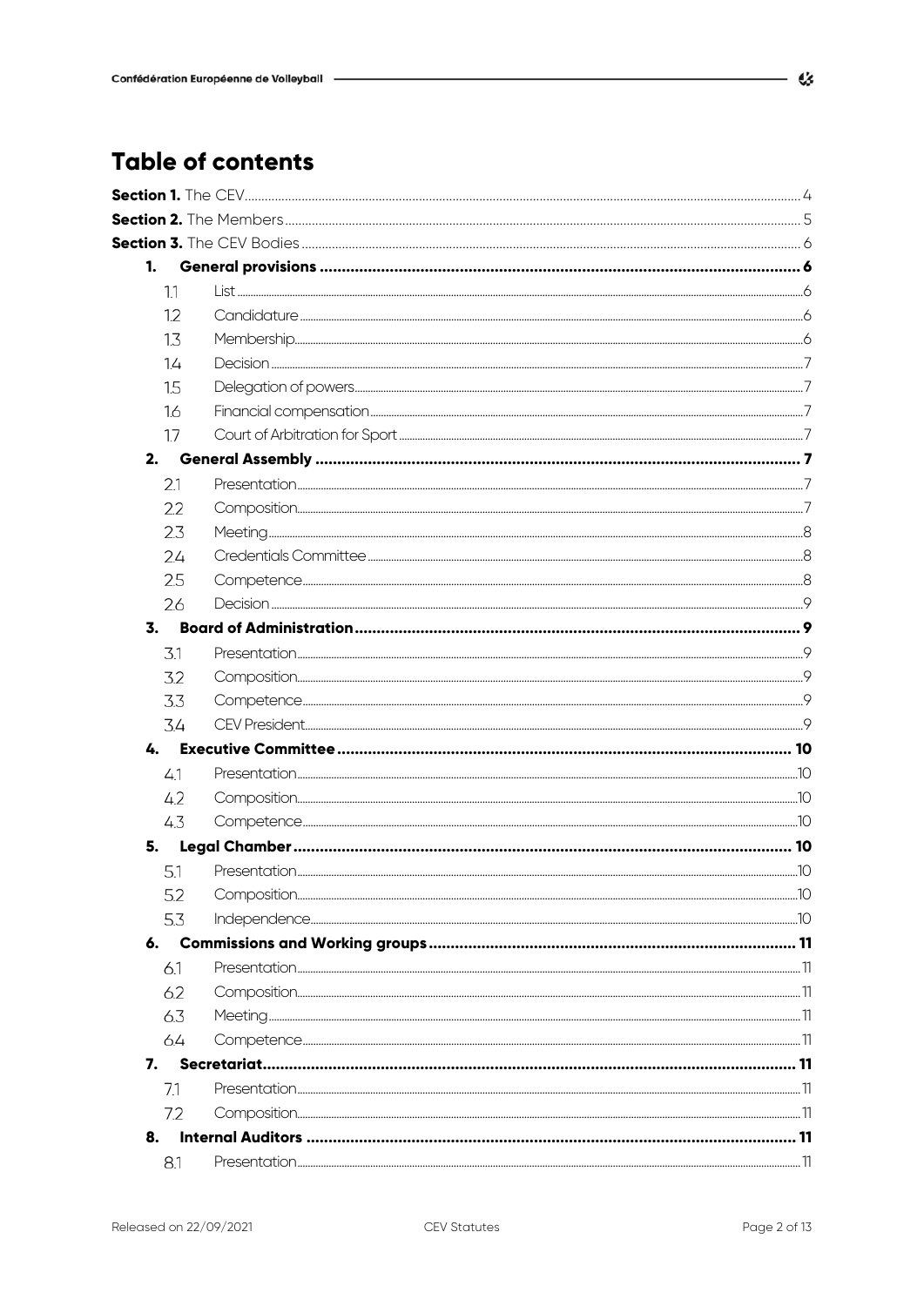# Table of contents

**Section 1.** The CEV ..... 4

**Section 2.** The Members ..... 5

**Section 3.** The CEV Bodies ..... 6

- **1. General provisions** ..... 6
  - 1.1 List ..... 6
  - 1.2 Candidature ..... 6
  - 1.3 Membership ..... 6
  - 1.4 Decision ..... 7
  - 1.5 Delegation of powers ..... 7
  - 1.6 Financial compensation ..... 7
  - 1.7 Court of Arbitration for Sport ..... 7
- **2. General Assembly** ..... 7
  - 2.1 Presentation ..... 7
  - 2.2 Composition ..... 7
  - 2.3 Meeting ..... 8
  - 2.4 Credentials Committee ..... 8
  - 2.5 Competence ..... 8
  - 2.6 Decision ..... 9
- **3. Board of Administration** ..... 9
  - 3.1 Presentation ..... 9
  - 3.2 Composition ..... 9
  - 3.3 Competence ..... 9
  - 3.4 CEV President ..... 9
- **4. Executive Committee** ..... 10
  - 4.1 Presentation ..... 10
  - 4.2 Composition ..... 10
  - 4.3 Competence ..... 10
- **5. Legal Chamber** ..... 10
  - 5.1 Presentation ..... 10
  - 5.2 Composition ..... 10
  - 5.3 Independence ..... 10
- **6. Commissions and Working groups** ..... 11
  - 6.1 Presentation ..... 11
  - 6.2 Composition ..... 11
  - 6.3 Meeting ..... 11
  - 6.4 Competence ..... 11
- **7. Secretariat** ..... 11
  - 7.1 Presentation ..... 11
  - 7.2 Composition ..... 11
- **8. Internal Auditors** ..... 11
  - 8.1 Presentation ..... 11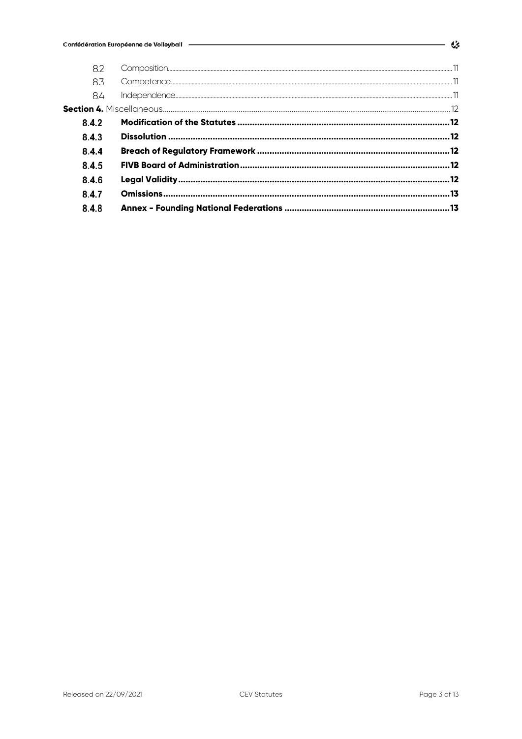| | | |
|---|---|---|
| 8.2 | Composition | 11 |
| 8.3 | Competence | 11 |
| 8.4 | Independence | 11 |
| **Section 4.** Miscellaneous | | 12 |
| **8.4.2** | **Modification of the Statutes** | **12** |
| **8.4.3** | **Dissolution** | **12** |
| **8.4.4** | **Breach of Regulatory Framework** | **12** |
| **8.4.5** | **FIVB Board of Administration** | **12** |
| **8.4.6** | **Legal Validity** | **12** |
| **8.4.7** | **Omissions** | **13** |
| **8.4.8** | **Annex - Founding National Federations** | **13** |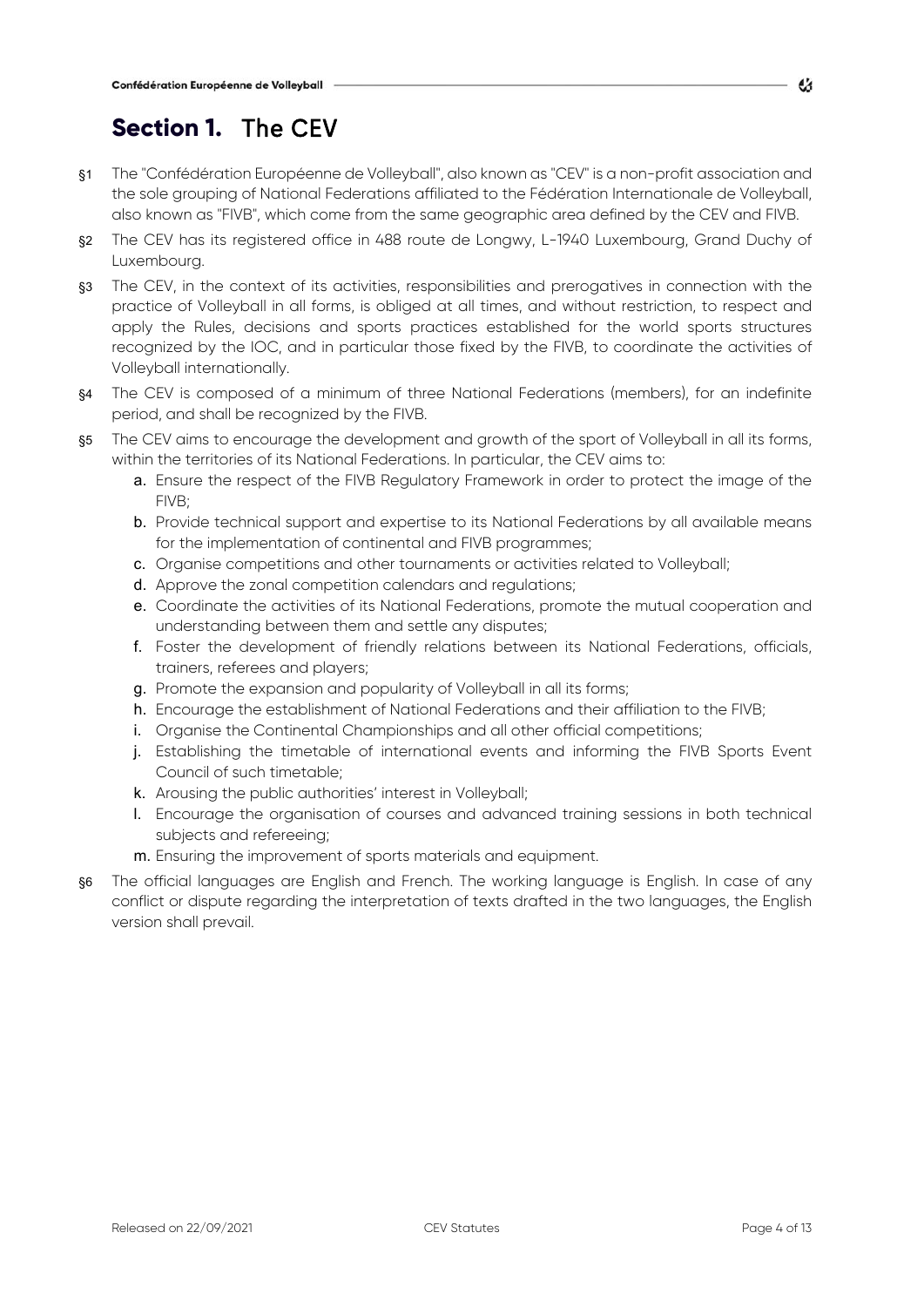# Section 1. The CEV

§1 The "Confédération Européenne de Volleyball", also known as "CEV" is a non-profit association and the sole grouping of National Federations affiliated to the Fédération Internationale de Volleyball, also known as "FIVB", which come from the same geographic area defined by the CEV and FIVB.

§2 The CEV has its registered office in 488 route de Longwy, L-1940 Luxembourg, Grand Duchy of Luxembourg.

§3 The CEV, in the context of its activities, responsibilities and prerogatives in connection with the practice of Volleyball in all forms, is obliged at all times, and without restriction, to respect and apply the Rules, decisions and sports practices established for the world sports structures recognized by the IOC, and in particular those fixed by the FIVB, to coordinate the activities of Volleyball internationally.

§4 The CEV is composed of a minimum of three National Federations (members), for an indefinite period, and shall be recognized by the FIVB.

§5 The CEV aims to encourage the development and growth of the sport of Volleyball in all its forms, within the territories of its National Federations. In particular, the CEV aims to:

- **a.** Ensure the respect of the FIVB Regulatory Framework in order to protect the image of the FIVB;
- **b.** Provide technical support and expertise to its National Federations by all available means for the implementation of continental and FIVB programmes;
- **c.** Organise competitions and other tournaments or activities related to Volleyball;
- **d.** Approve the zonal competition calendars and regulations;
- **e.** Coordinate the activities of its National Federations, promote the mutual cooperation and understanding between them and settle any disputes;
- **f.** Foster the development of friendly relations between its National Federations, officials, trainers, referees and players;
- **g.** Promote the expansion and popularity of Volleyball in all its forms;
- **h.** Encourage the establishment of National Federations and their affiliation to the FIVB;
- **i.** Organise the Continental Championships and all other official competitions;
- **j.** Establishing the timetable of international events and informing the FIVB Sports Event Council of such timetable;
- **k.** Arousing the public authorities' interest in Volleyball;
- **l.** Encourage the organisation of courses and advanced training sessions in both technical subjects and refereeing;
- **m.** Ensuring the improvement of sports materials and equipment.

§6 The official languages are English and French. The working language is English. In case of any conflict or dispute regarding the interpretation of texts drafted in the two languages, the English version shall prevail.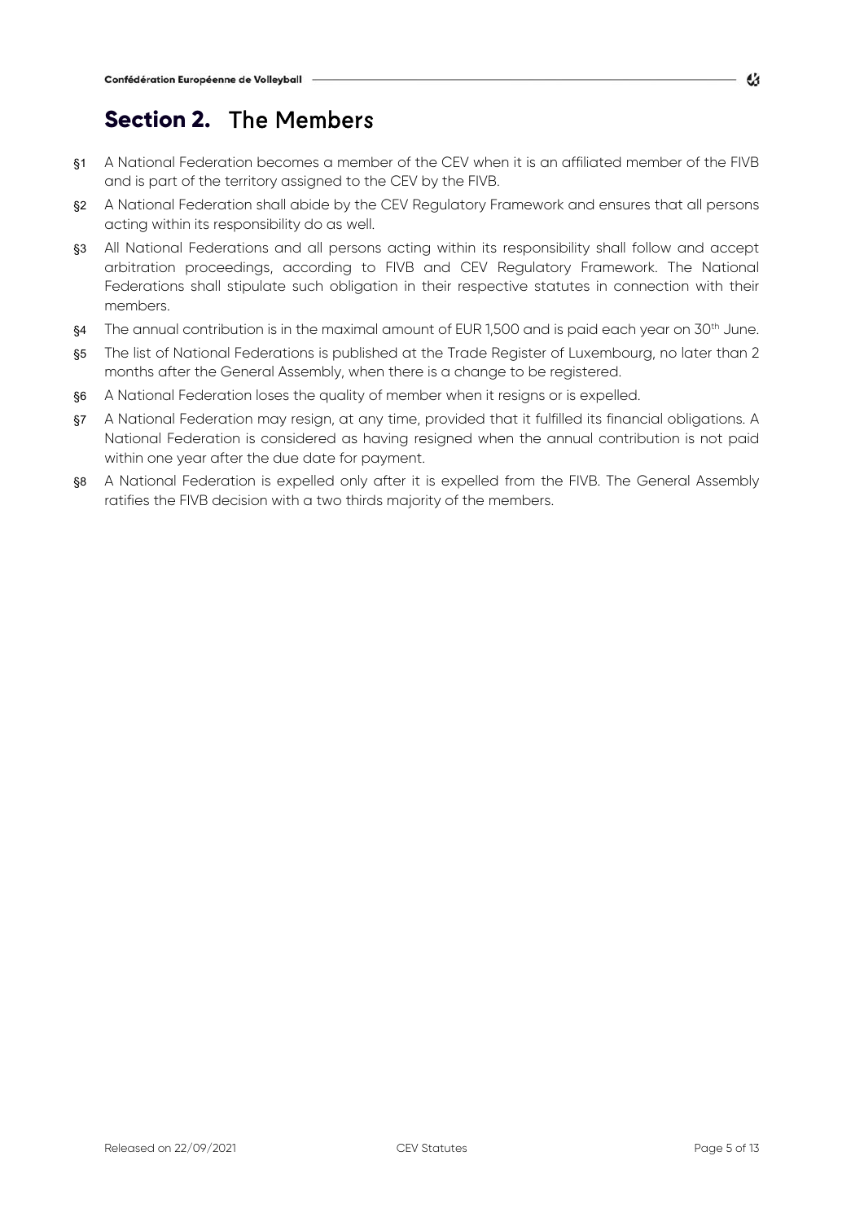# Section 2. The Members

§1 A National Federation becomes a member of the CEV when it is an affiliated member of the FIVB and is part of the territory assigned to the CEV by the FIVB.

§2 A National Federation shall abide by the CEV Regulatory Framework and ensures that all persons acting within its responsibility do as well.

§3 All National Federations and all persons acting within its responsibility shall follow and accept arbitration proceedings, according to FIVB and CEV Regulatory Framework. The National Federations shall stipulate such obligation in their respective statutes in connection with their members.

§4 The annual contribution is in the maximal amount of EUR 1,500 and is paid each year on 30th June.

§5 The list of National Federations is published at the Trade Register of Luxembourg, no later than 2 months after the General Assembly, when there is a change to be registered.

§6 A National Federation loses the quality of member when it resigns or is expelled.

§7 A National Federation may resign, at any time, provided that it fulfilled its financial obligations. A National Federation is considered as having resigned when the annual contribution is not paid within one year after the due date for payment.

§8 A National Federation is expelled only after it is expelled from the FIVB. The General Assembly ratifies the FIVB decision with a two thirds majority of the members.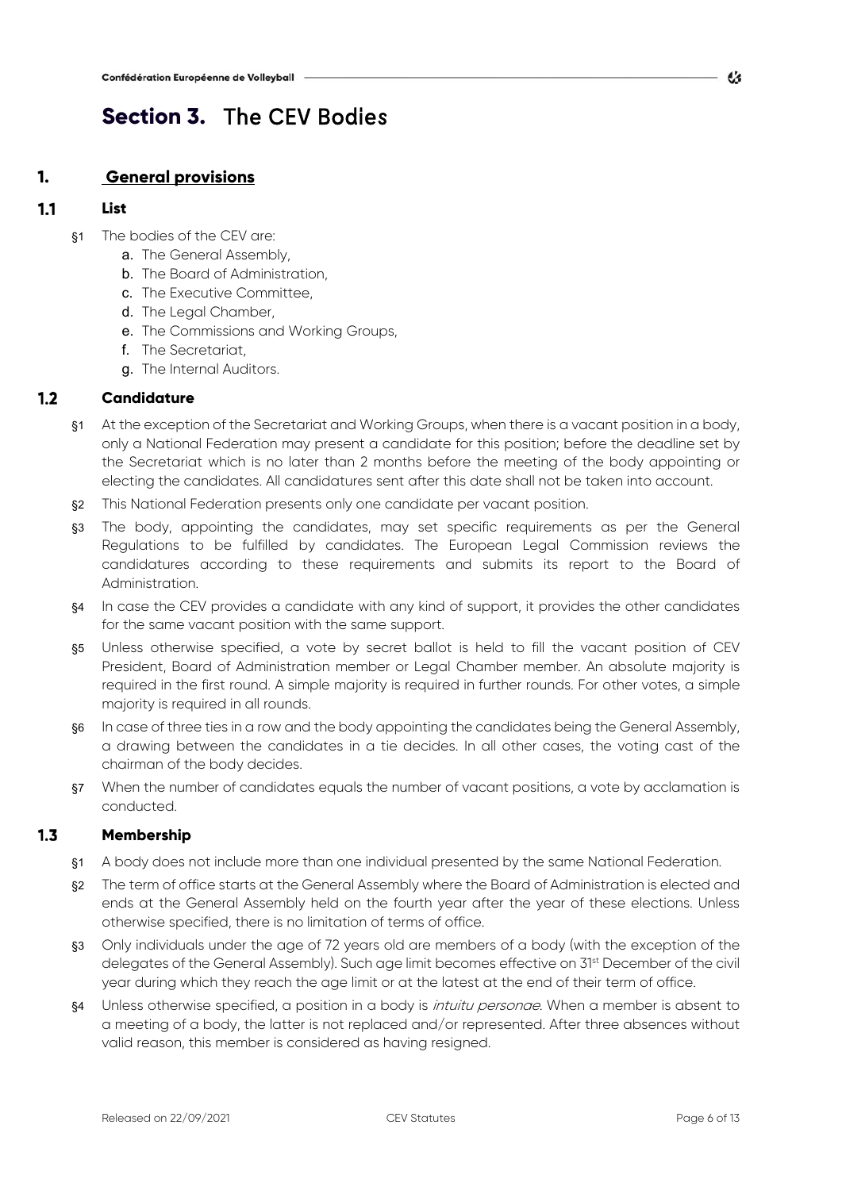# Section 3. The CEV Bodies

## 1. General provisions

### 1.1 List

§1 The bodies of the CEV are:

a. The General Assembly,
b. The Board of Administration,
c. The Executive Committee,
d. The Legal Chamber,
e. The Commissions and Working Groups,
f. The Secretariat,
g. The Internal Auditors.

### 1.2 Candidature

§1 At the exception of the Secretariat and Working Groups, when there is a vacant position in a body, only a National Federation may present a candidate for this position; before the deadline set by the Secretariat which is no later than 2 months before the meeting of the body appointing or electing the candidates. All candidatures sent after this date shall not be taken into account.

§2 This National Federation presents only one candidate per vacant position.

§3 The body, appointing the candidates, may set specific requirements as per the General Regulations to be fulfilled by candidates. The European Legal Commission reviews the candidatures according to these requirements and submits its report to the Board of Administration.

§4 In case the CEV provides a candidate with any kind of support, it provides the other candidates for the same vacant position with the same support.

§5 Unless otherwise specified, a vote by secret ballot is held to fill the vacant position of CEV President, Board of Administration member or Legal Chamber member. An absolute majority is required in the first round. A simple majority is required in further rounds. For other votes, a simple majority is required in all rounds.

§6 In case of three ties in a row and the body appointing the candidates being the General Assembly, a drawing between the candidates in a tie decides. In all other cases, the voting cast of the chairman of the body decides.

§7 When the number of candidates equals the number of vacant positions, a vote by acclamation is conducted.

### 1.3 Membership

§1 A body does not include more than one individual presented by the same National Federation.

§2 The term of office starts at the General Assembly where the Board of Administration is elected and ends at the General Assembly held on the fourth year after the year of these elections. Unless otherwise specified, there is no limitation of terms of office.

§3 Only individuals under the age of 72 years old are members of a body (with the exception of the delegates of the General Assembly). Such age limit becomes effective on 31st December of the civil year during which they reach the age limit or at the latest at the end of their term of office.

§4 Unless otherwise specified, a position in a body is *intuitu personae*. When a member is absent to a meeting of a body, the latter is not replaced and/or represented. After three absences without valid reason, this member is considered as having resigned.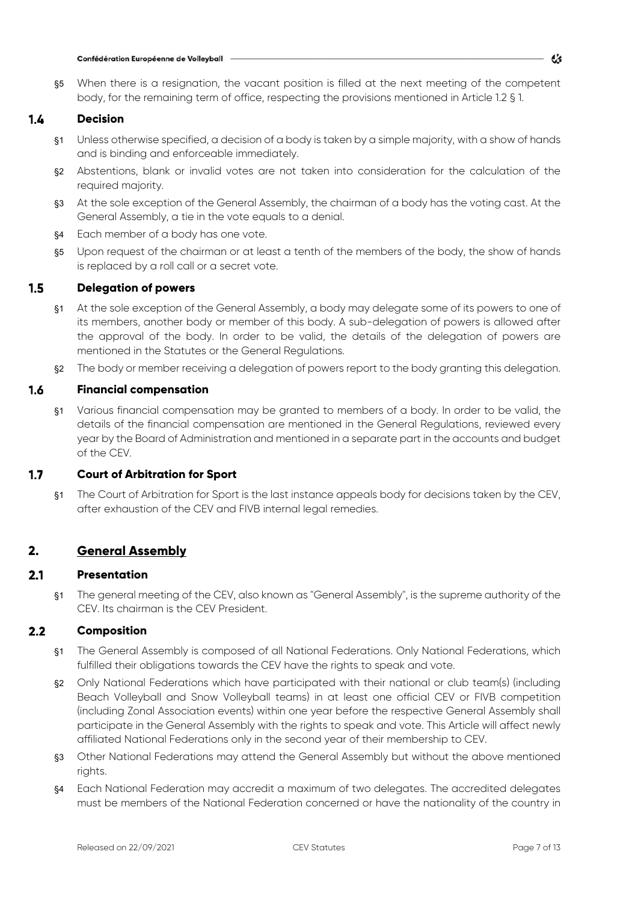§5 When there is a resignation, the vacant position is filled at the next meeting of the competent body, for the remaining term of office, respecting the provisions mentioned in Article 1.2 § 1.

### 1.4 Decision

§1 Unless otherwise specified, a decision of a body is taken by a simple majority, with a show of hands and is binding and enforceable immediately.

§2 Abstentions, blank or invalid votes are not taken into consideration for the calculation of the required majority.

§3 At the sole exception of the General Assembly, the chairman of a body has the voting cast. At the General Assembly, a tie in the vote equals to a denial.

§4 Each member of a body has one vote.

§5 Upon request of the chairman or at least a tenth of the members of the body, the show of hands is replaced by a roll call or a secret vote.

### 1.5 Delegation of powers

§1 At the sole exception of the General Assembly, a body may delegate some of its powers to one of its members, another body or member of this body. A sub-delegation of powers is allowed after the approval of the body. In order to be valid, the details of the delegation of powers are mentioned in the Statutes or the General Regulations.

§2 The body or member receiving a delegation of powers report to the body granting this delegation.

### 1.6 Financial compensation

§1 Various financial compensation may be granted to members of a body. In order to be valid, the details of the financial compensation are mentioned in the General Regulations, reviewed every year by the Board of Administration and mentioned in a separate part in the accounts and budget of the CEV.

### 1.7 Court of Arbitration for Sport

§1 The Court of Arbitration for Sport is the last instance appeals body for decisions taken by the CEV, after exhaustion of the CEV and FIVB internal legal remedies.

## 2. General Assembly

### 2.1 Presentation

§1 The general meeting of the CEV, also known as "General Assembly", is the supreme authority of the CEV. Its chairman is the CEV President.

### 2.2 Composition

§1 The General Assembly is composed of all National Federations. Only National Federations, which fulfilled their obligations towards the CEV have the rights to speak and vote.

§2 Only National Federations which have participated with their national or club team(s) (including Beach Volleyball and Snow Volleyball teams) in at least one official CEV or FIVB competition (including Zonal Association events) within one year before the respective General Assembly shall participate in the General Assembly with the rights to speak and vote. This Article will affect newly affiliated National Federations only in the second year of their membership to CEV.

§3 Other National Federations may attend the General Assembly but without the above mentioned rights.

§4 Each National Federation may accredit a maximum of two delegates. The accredited delegates must be members of the National Federation concerned or have the nationality of the country in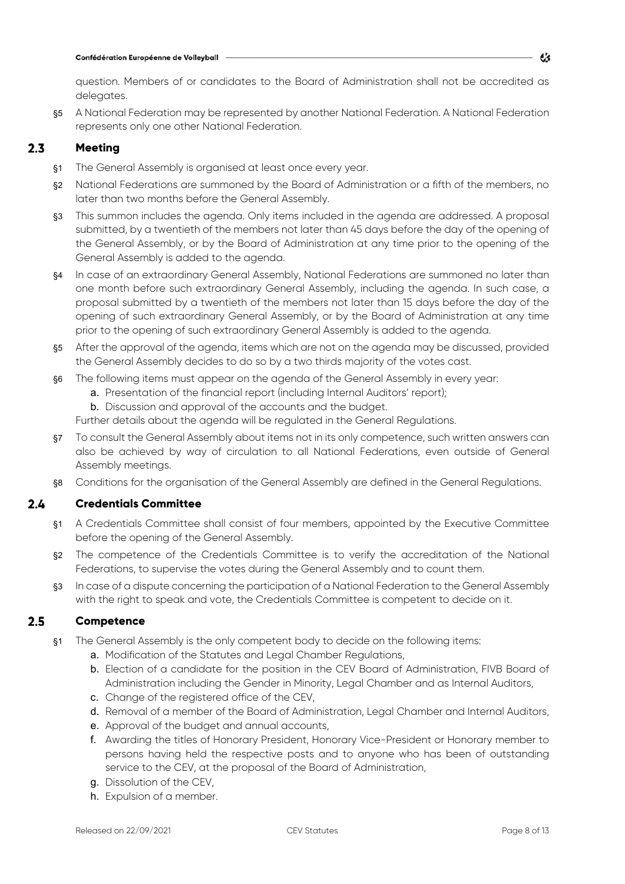question. Members of or candidates to the Board of Administration shall not be accredited as delegates.

§5 A National Federation may be represented by another National Federation. A National Federation represents only one other National Federation.

## 2.3 Meeting

§1 The General Assembly is organised at least once every year.

§2 National Federations are summoned by the Board of Administration or a fifth of the members, no later than two months before the General Assembly.

§3 This summon includes the agenda. Only items included in the agenda are addressed. A proposal submitted, by a twentieth of the members not later than 45 days before the day of the opening of the General Assembly, or by the Board of Administration at any time prior to the opening of the General Assembly is added to the agenda.

§4 In case of an extraordinary General Assembly, National Federations are summoned no later than one month before such extraordinary General Assembly, including the agenda. In such case, a proposal submitted by a twentieth of the members not later than 15 days before the day of the opening of such extraordinary General Assembly, or by the Board of Administration at any time prior to the opening of such extraordinary General Assembly is added to the agenda.

§5 After the approval of the agenda, items which are not on the agenda may be discussed, provided the General Assembly decides to do so by a two thirds majority of the votes cast.

§6 The following items must appear on the agenda of the General Assembly in every year:

a. Presentation of the financial report (including Internal Auditors' report);
b. Discussion and approval of the accounts and the budget.

Further details about the agenda will be regulated in the General Regulations.

§7 To consult the General Assembly about items not in its only competence, such written answers can also be achieved by way of circulation to all National Federations, even outside of General Assembly meetings.

§8 Conditions for the organisation of the General Assembly are defined in the General Regulations.

## 2.4 Credentials Committee

§1 A Credentials Committee shall consist of four members, appointed by the Executive Committee before the opening of the General Assembly.

§2 The competence of the Credentials Committee is to verify the accreditation of the National Federations, to supervise the votes during the General Assembly and to count them.

§3 In case of a dispute concerning the participation of a National Federation to the General Assembly with the right to speak and vote, the Credentials Committee is competent to decide on it.

## 2.5 Competence

§1 The General Assembly is the only competent body to decide on the following items:

a. Modification of the Statutes and Legal Chamber Regulations,
b. Election of a candidate for the position in the CEV Board of Administration, FIVB Board of Administration including the Gender in Minority, Legal Chamber and as Internal Auditors,
c. Change of the registered office of the CEV,
d. Removal of a member of the Board of Administration, Legal Chamber and Internal Auditors,
e. Approval of the budget and annual accounts,
f. Awarding the titles of Honorary President, Honorary Vice-President or Honorary member to persons having held the respective posts and to anyone who has been of outstanding service to the CEV, at the proposal of the Board of Administration,
g. Dissolution of the CEV,
h. Expulsion of a member.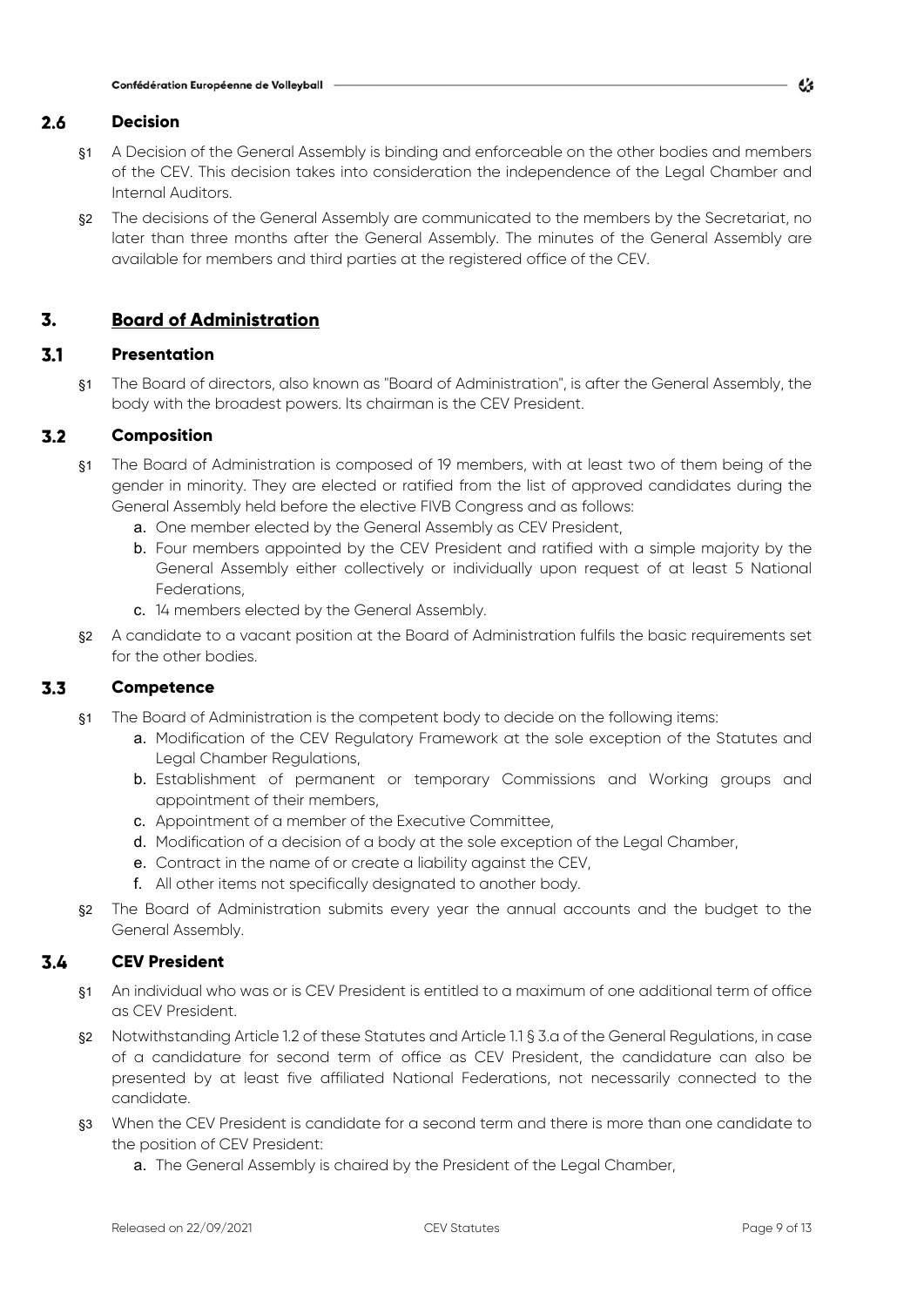### 2.6 Decision

§1 A Decision of the General Assembly is binding and enforceable on the other bodies and members of the CEV. This decision takes into consideration the independence of the Legal Chamber and Internal Auditors.

§2 The decisions of the General Assembly are communicated to the members by the Secretariat, no later than three months after the General Assembly. The minutes of the General Assembly are available for members and third parties at the registered office of the CEV.

## 3. Board of Administration

### 3.1 Presentation

§1 The Board of directors, also known as "Board of Administration", is after the General Assembly, the body with the broadest powers. Its chairman is the CEV President.

### 3.2 Composition

§1 The Board of Administration is composed of 19 members, with at least two of them being of the gender in minority. They are elected or ratified from the list of approved candidates during the General Assembly held before the elective FIVB Congress and as follows:

a. One member elected by the General Assembly as CEV President,
b. Four members appointed by the CEV President and ratified with a simple majority by the General Assembly either collectively or individually upon request of at least 5 National Federations,
c. 14 members elected by the General Assembly.

§2 A candidate to a vacant position at the Board of Administration fulfils the basic requirements set for the other bodies.

### 3.3 Competence

§1 The Board of Administration is the competent body to decide on the following items:

a. Modification of the CEV Regulatory Framework at the sole exception of the Statutes and Legal Chamber Regulations,
b. Establishment of permanent or temporary Commissions and Working groups and appointment of their members,
c. Appointment of a member of the Executive Committee,
d. Modification of a decision of a body at the sole exception of the Legal Chamber,
e. Contract in the name of or create a liability against the CEV,
f. All other items not specifically designated to another body.

§2 The Board of Administration submits every year the annual accounts and the budget to the General Assembly.

### 3.4 CEV President

§1 An individual who was or is CEV President is entitled to a maximum of one additional term of office as CEV President.

§2 Notwithstanding Article 1.2 of these Statutes and Article 1.1 § 3.a of the General Regulations, in case of a candidature for second term of office as CEV President, the candidature can also be presented by at least five affiliated National Federations, not necessarily connected to the candidate.

§3 When the CEV President is candidate for a second term and there is more than one candidate to the position of CEV President:

a. The General Assembly is chaired by the President of the Legal Chamber,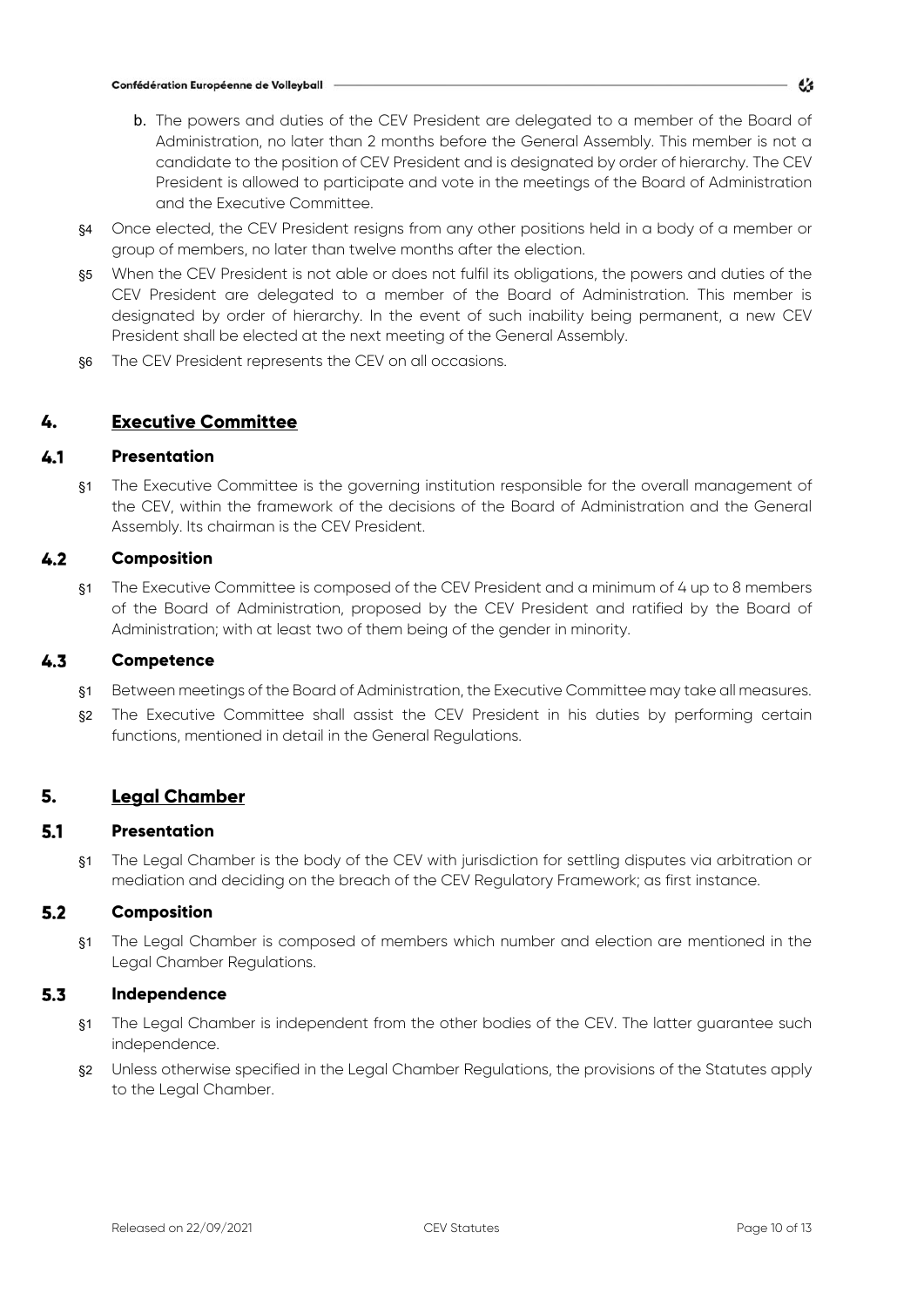b. The powers and duties of the CEV President are delegated to a member of the Board of Administration, no later than 2 months before the General Assembly. This member is not a candidate to the position of CEV President and is designated by order of hierarchy. The CEV President is allowed to participate and vote in the meetings of the Board of Administration and the Executive Committee.

§4 Once elected, the CEV President resigns from any other positions held in a body of a member or group of members, no later than twelve months after the election.

§5 When the CEV President is not able or does not fulfil its obligations, the powers and duties of the CEV President are delegated to a member of the Board of Administration. This member is designated by order of hierarchy. In the event of such inability being permanent, a new CEV President shall be elected at the next meeting of the General Assembly.

§6 The CEV President represents the CEV on all occasions.

# 4. Executive Committee

## 4.1 Presentation

§1 The Executive Committee is the governing institution responsible for the overall management of the CEV, within the framework of the decisions of the Board of Administration and the General Assembly. Its chairman is the CEV President.

## 4.2 Composition

§1 The Executive Committee is composed of the CEV President and a minimum of 4 up to 8 members of the Board of Administration, proposed by the CEV President and ratified by the Board of Administration; with at least two of them being of the gender in minority.

## 4.3 Competence

§1 Between meetings of the Board of Administration, the Executive Committee may take all measures.

§2 The Executive Committee shall assist the CEV President in his duties by performing certain functions, mentioned in detail in the General Regulations.

# 5. Legal Chamber

## 5.1 Presentation

§1 The Legal Chamber is the body of the CEV with jurisdiction for settling disputes via arbitration or mediation and deciding on the breach of the CEV Regulatory Framework; as first instance.

## 5.2 Composition

§1 The Legal Chamber is composed of members which number and election are mentioned in the Legal Chamber Regulations.

## 5.3 Independence

§1 The Legal Chamber is independent from the other bodies of the CEV. The latter guarantee such independence.

§2 Unless otherwise specified in the Legal Chamber Regulations, the provisions of the Statutes apply to the Legal Chamber.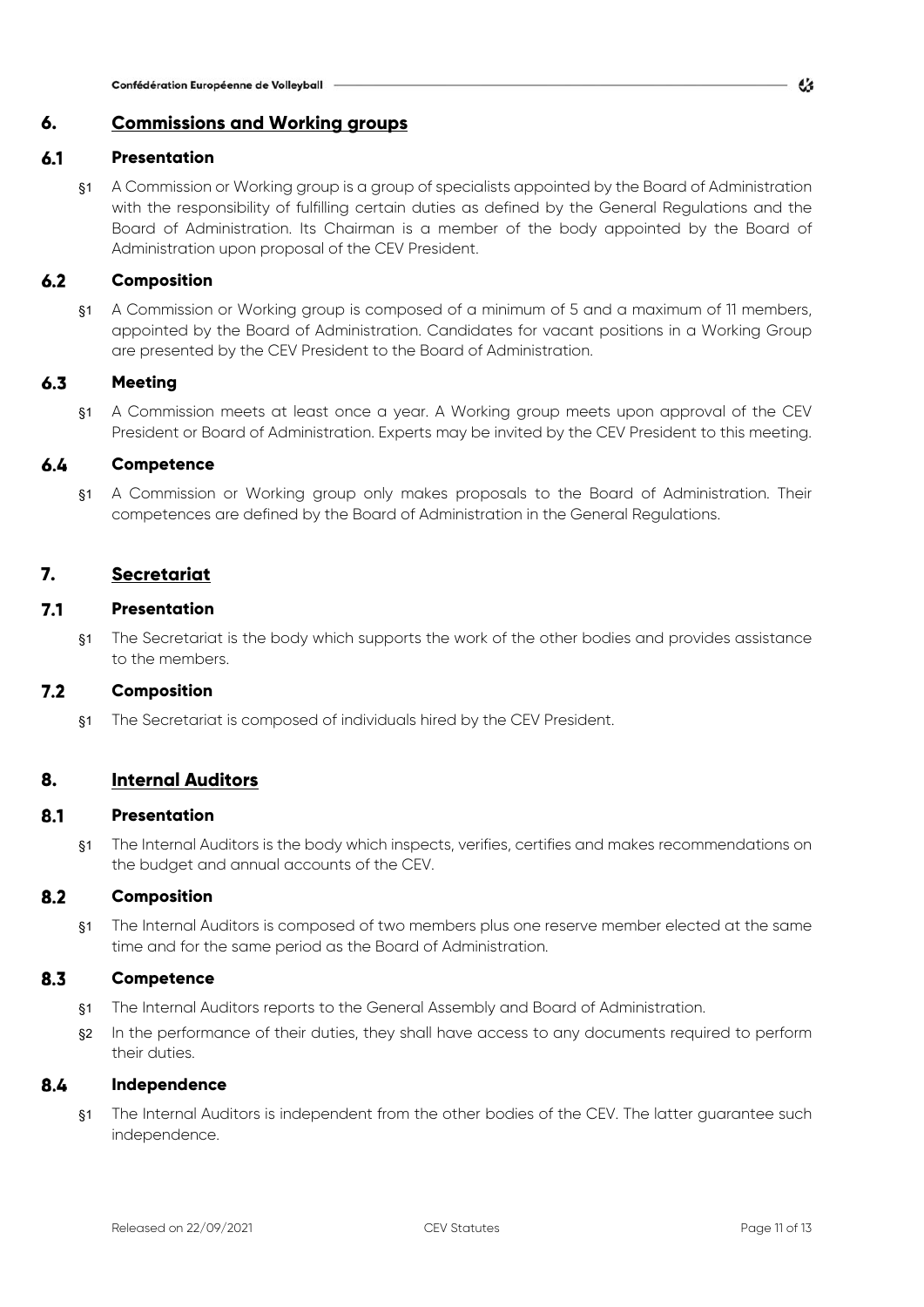## 6. Commissions and Working groups

### 6.1 Presentation

§1 A Commission or Working group is a group of specialists appointed by the Board of Administration with the responsibility of fulfilling certain duties as defined by the General Regulations and the Board of Administration. Its Chairman is a member of the body appointed by the Board of Administration upon proposal of the CEV President.

### 6.2 Composition

§1 A Commission or Working group is composed of a minimum of 5 and a maximum of 11 members, appointed by the Board of Administration. Candidates for vacant positions in a Working Group are presented by the CEV President to the Board of Administration.

### 6.3 Meeting

§1 A Commission meets at least once a year. A Working group meets upon approval of the CEV President or Board of Administration. Experts may be invited by the CEV President to this meeting.

### 6.4 Competence

§1 A Commission or Working group only makes proposals to the Board of Administration. Their competences are defined by the Board of Administration in the General Regulations.

## 7. Secretariat

### 7.1 Presentation

§1 The Secretariat is the body which supports the work of the other bodies and provides assistance to the members.

### 7.2 Composition

§1 The Secretariat is composed of individuals hired by the CEV President.

## 8. Internal Auditors

### 8.1 Presentation

§1 The Internal Auditors is the body which inspects, verifies, certifies and makes recommendations on the budget and annual accounts of the CEV.

### 8.2 Composition

§1 The Internal Auditors is composed of two members plus one reserve member elected at the same time and for the same period as the Board of Administration.

### 8.3 Competence

§1 The Internal Auditors reports to the General Assembly and Board of Administration.

§2 In the performance of their duties, they shall have access to any documents required to perform their duties.

### 8.4 Independence

§1 The Internal Auditors is independent from the other bodies of the CEV. The latter guarantee such independence.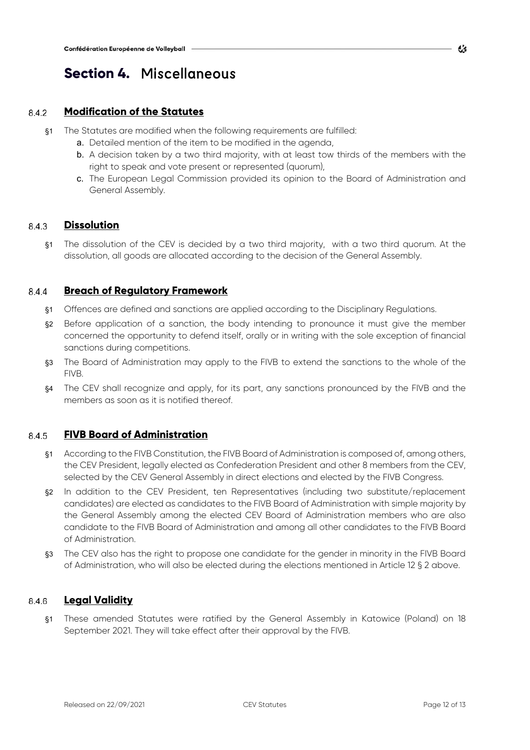# Section 4. Miscellaneous

## 8.4.2 Modification of the Statutes

§1 The Statutes are modified when the following requirements are fulfilled:

a. Detailed mention of the item to be modified in the agenda,
b. A decision taken by a two third majority, with at least tow thirds of the members with the right to speak and vote present or represented (quorum),
c. The European Legal Commission provided its opinion to the Board of Administration and General Assembly.

## 8.4.3 Dissolution

§1 The dissolution of the CEV is decided by a two third majority, with a two third quorum. At the dissolution, all goods are allocated according to the decision of the General Assembly.

## 8.4.4 Breach of Regulatory Framework

§1 Offences are defined and sanctions are applied according to the Disciplinary Regulations.

§2 Before application of a sanction, the body intending to pronounce it must give the member concerned the opportunity to defend itself, orally or in writing with the sole exception of financial sanctions during competitions.

§3 The Board of Administration may apply to the FIVB to extend the sanctions to the whole of the FIVB.

§4 The CEV shall recognize and apply, for its part, any sanctions pronounced by the FIVB and the members as soon as it is notified thereof.

## 8.4.5 FIVB Board of Administration

§1 According to the FIVB Constitution, the FIVB Board of Administration is composed of, among others, the CEV President, legally elected as Confederation President and other 8 members from the CEV, selected by the CEV General Assembly in direct elections and elected by the FIVB Congress.

§2 In addition to the CEV President, ten Representatives (including two substitute/replacement candidates) are elected as candidates to the FIVB Board of Administration with simple majority by the General Assembly among the elected CEV Board of Administration members who are also candidate to the FIVB Board of Administration and among all other candidates to the FIVB Board of Administration.

§3 The CEV also has the right to propose one candidate for the gender in minority in the FIVB Board of Administration, who will also be elected during the elections mentioned in Article 12 § 2 above.

## 8.4.6 Legal Validity

§1 These amended Statutes were ratified by the General Assembly in Katowice (Poland) on 18 September 2021. They will take effect after their approval by the FIVB.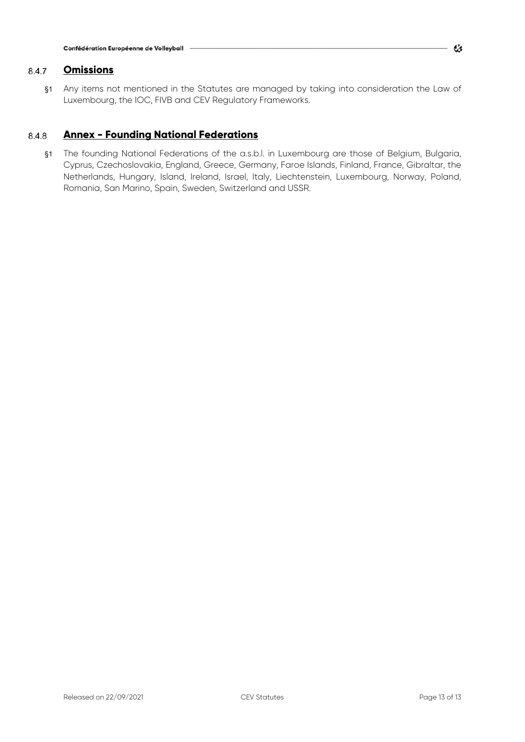### 8.4.7 **Omissions**

§1 Any items not mentioned in the Statutes are managed by taking into consideration the Law of Luxembourg, the IOC, FIVB and CEV Regulatory Frameworks.

### 8.4.8 **Annex - Founding National Federations**

§1 The founding National Federations of the a.s.b.l. in Luxembourg are those of Belgium, Bulgaria, Cyprus, Czechoslovakia, England, Greece, Germany, Faroe Islands, Finland, France, Gibraltar, the Netherlands, Hungary, Island, Ireland, Israel, Italy, Liechtenstein, Luxembourg, Norway, Poland, Romania, San Marino, Spain, Sweden, Switzerland and USSR.